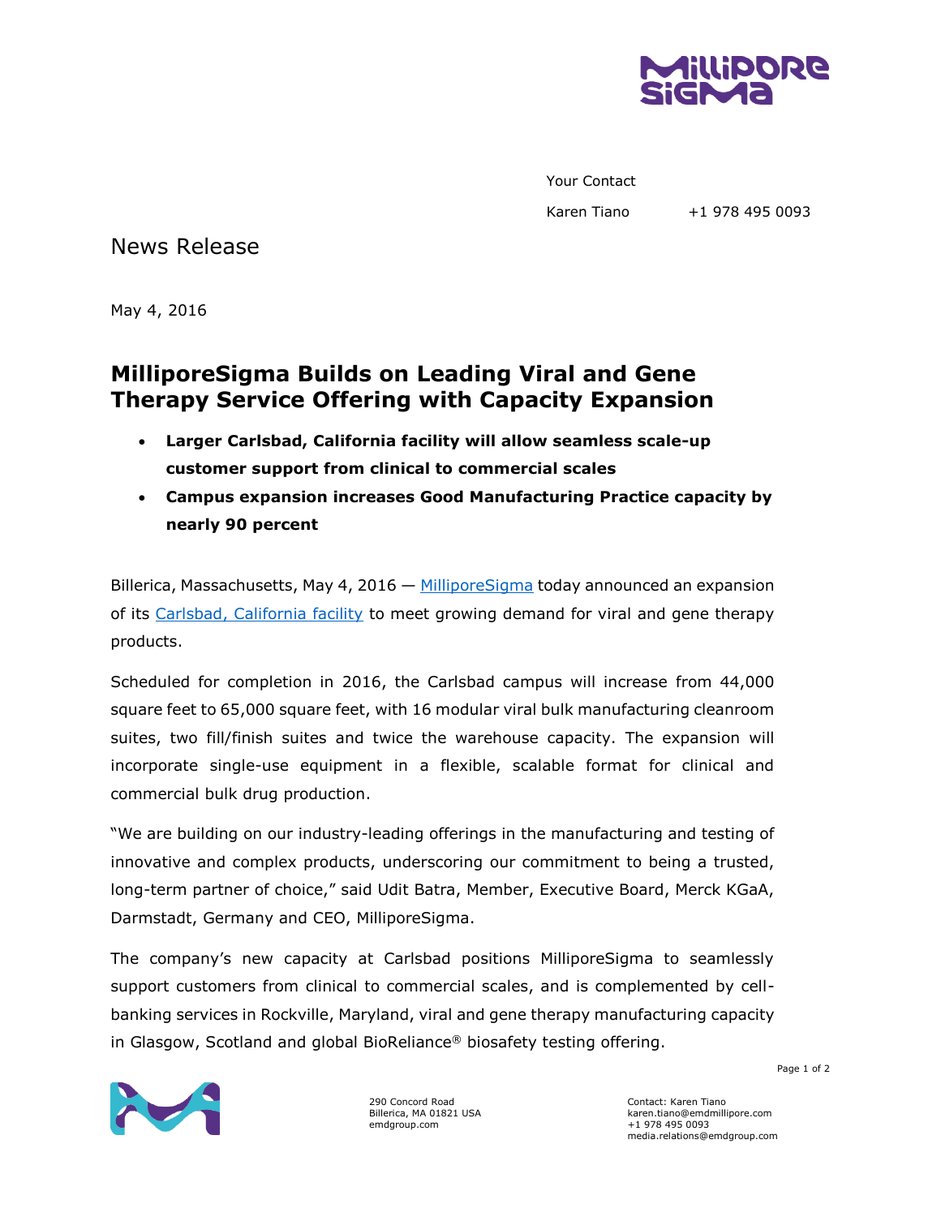Your Contact

Karen Tiano +1 978 495 0093

News Release

May 4, 2016

# MilliporeSigma Builds on Leading Viral and Gene Therapy Service Offering with Capacity Expansion

- **Larger Carlsbad, California facility will allow seamless scale-up customer support from clinical to commercial scales**
- **Campus expansion increases Good Manufacturing Practice capacity by nearly 90 percent**

Billerica, Massachusetts, May 4, 2016 — MilliporeSigma today announced an expansion of its Carlsbad, California facility to meet growing demand for viral and gene therapy products.

Scheduled for completion in 2016, the Carlsbad campus will increase from 44,000 square feet to 65,000 square feet, with 16 modular viral bulk manufacturing cleanroom suites, two fill/finish suites and twice the warehouse capacity. The expansion will incorporate single-use equipment in a flexible, scalable format for clinical and commercial bulk drug production.

"We are building on our industry-leading offerings in the manufacturing and testing of innovative and complex products, underscoring our commitment to being a trusted, long-term partner of choice," said Udit Batra, Member, Executive Board, Merck KGaA, Darmstadt, Germany and CEO, MilliporeSigma.

The company's new capacity at Carlsbad positions MilliporeSigma to seamlessly support customers from clinical to commercial scales, and is complemented by cell-banking services in Rockville, Maryland, viral and gene therapy manufacturing capacity in Glasgow, Scotland and global BioReliance® biosafety testing offering.

290 Concord Road
Billerica, MA 01821 USA
emdgroup.com

Contact: Karen Tiano
karen.tiano@emdmillipore.com
+1 978 495 0093
media.relations@emdgroup.com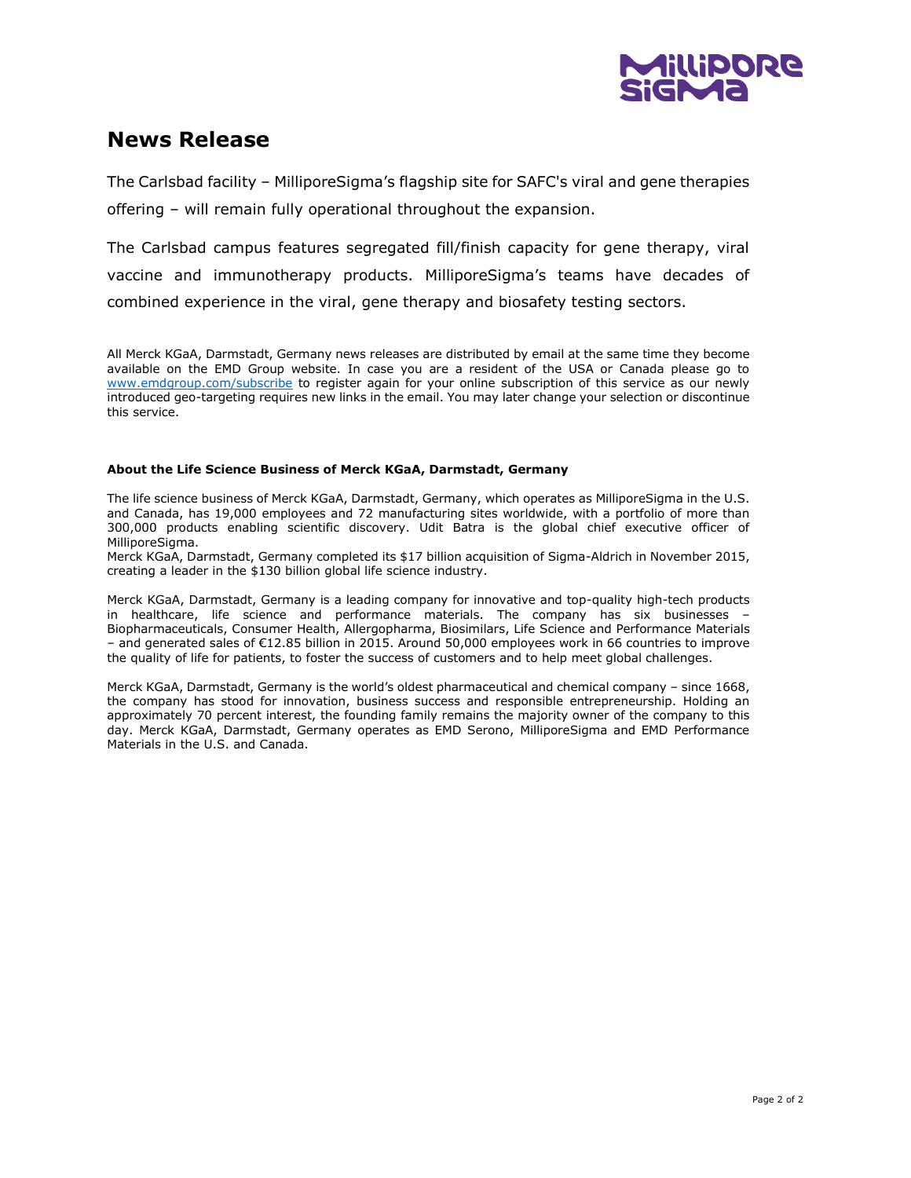# News Release

The Carlsbad facility – MilliporeSigma's flagship site for SAFC's viral and gene therapies offering – will remain fully operational throughout the expansion.

The Carlsbad campus features segregated fill/finish capacity for gene therapy, viral vaccine and immunotherapy products. MilliporeSigma's teams have decades of combined experience in the viral, gene therapy and biosafety testing sectors.

All Merck KGaA, Darmstadt, Germany news releases are distributed by email at the same time they become available on the EMD Group website. In case you are a resident of the USA or Canada please go to www.emdgroup.com/subscribe to register again for your online subscription of this service as our newly introduced geo-targeting requires new links in the email. You may later change your selection or discontinue this service.

**About the Life Science Business of Merck KGaA, Darmstadt, Germany**

The life science business of Merck KGaA, Darmstadt, Germany, which operates as MilliporeSigma in the U.S. and Canada, has 19,000 employees and 72 manufacturing sites worldwide, with a portfolio of more than 300,000 products enabling scientific discovery. Udit Batra is the global chief executive officer of MilliporeSigma.
Merck KGaA, Darmstadt, Germany completed its $17 billion acquisition of Sigma-Aldrich in November 2015, creating a leader in the $130 billion global life science industry.

Merck KGaA, Darmstadt, Germany is a leading company for innovative and top-quality high-tech products in healthcare, life science and performance materials. The company has six businesses – Biopharmaceuticals, Consumer Health, Allergopharma, Biosimilars, Life Science and Performance Materials – and generated sales of €12.85 billion in 2015. Around 50,000 employees work in 66 countries to improve the quality of life for patients, to foster the success of customers and to help meet global challenges.

Merck KGaA, Darmstadt, Germany is the world's oldest pharmaceutical and chemical company – since 1668, the company has stood for innovation, business success and responsible entrepreneurship. Holding an approximately 70 percent interest, the founding family remains the majority owner of the company to this day. Merck KGaA, Darmstadt, Germany operates as EMD Serono, MilliporeSigma and EMD Performance Materials in the U.S. and Canada.